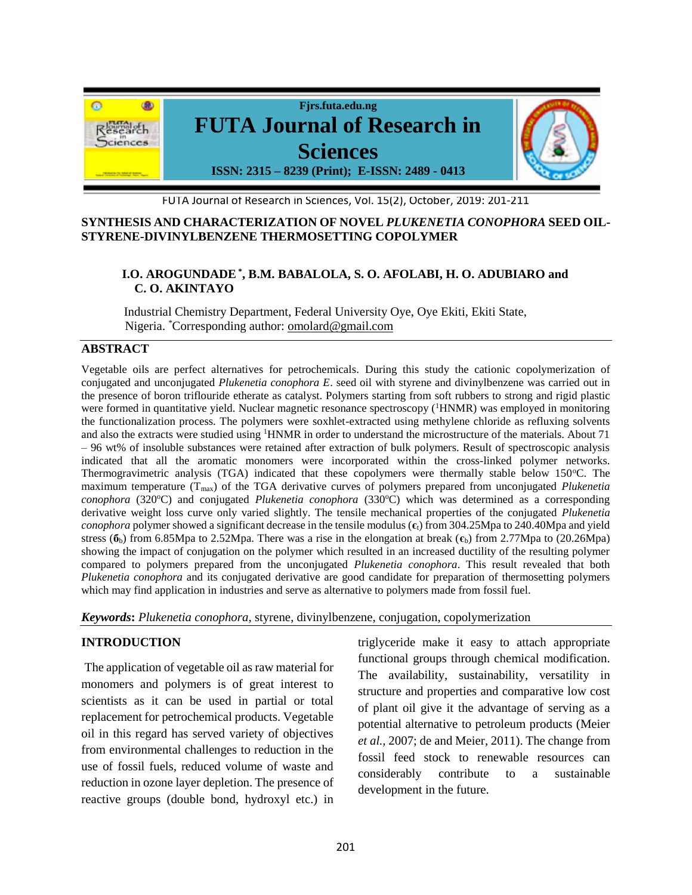# SYNTHESIS AND CHARACTERIZATION OF NOVEL *PLUKENETIA CONOPHORA* SEED OIL-STYRENE-DIVINYLBENZENE THERMOSETTING COPOLYMER

**I.O. AROGUNDADE \*, B.M. BABALOLA, S. O. AFOLABI, H. O. ADUBIARO and C. O. AKINTAYO**

Industrial Chemistry Department, Federal University Oye, Oye Ekiti, Ekiti State, Nigeria. \*Corresponding author: omolard@gmail.com

## ABSTRACT

Vegetable oils are perfect alternatives for petrochemicals. During this study the cationic copolymerization of conjugated and unconjugated *Plukenetia conophora E*. seed oil with styrene and divinylbenzene was carried out in the presence of boron triflouride etherate as catalyst. Polymers starting from soft rubbers to strong and rigid plastic were formed in quantitative yield. Nuclear magnetic resonance spectroscopy ($^1$HNMR) was employed in monitoring the functionalization process. The polymers were soxhlet-extracted using methylene chloride as refluxing solvents and also the extracts were studied using $^1$HNMR in order to understand the microstructure of the materials. About 71 – 96 wt% of insoluble substances were retained after extraction of bulk polymers. Result of spectroscopic analysis indicated that all the aromatic monomers were incorporated within the cross-linked polymer networks. Thermogravimetric analysis (TGA) indicated that these copolymers were thermally stable below 150°C. The maximum temperature ($T_{max}$) of the TGA derivative curves of polymers prepared from unconjugated *Plukenetia conophora* (320°C) and conjugated *Plukenetia conophora* (330°C) which was determined as a corresponding derivative weight loss curve only varied slightly. The tensile mechanical properties of the conjugated *Plukenetia conophora* polymer showed a significant decrease in the tensile modulus ($\epsilon_t$) from 304.25Mpa to 240.40Mpa and yield stress ($\mathbf{\sigma}_b$) from 6.85Mpa to 2.52Mpa. There was a rise in the elongation at break ($\epsilon_b$) from 2.77Mpa to (20.26Mpa) showing the impact of conjugation on the polymer which resulted in an increased ductility of the resulting polymer compared to polymers prepared from the unconjugated *Plukenetia conophora*. This result revealed that both *Plukenetia conophora* and its conjugated derivative are good candidate for preparation of thermosetting polymers which may find application in industries and serve as alternative to polymers made from fossil fuel.

***Keywords*:** *Plukenetia conophora*, styrene, divinylbenzene, conjugation, copolymerization

## INTRODUCTION

The application of vegetable oil as raw material for monomers and polymers is of great interest to scientists as it can be used in partial or total replacement for petrochemical products. Vegetable oil in this regard has served variety of objectives from environmental challenges to reduction in the use of fossil fuels, reduced volume of waste and reduction in ozone layer depletion. The presence of reactive groups (double bond, hydroxyl etc.) in triglyceride make it easy to attach appropriate functional groups through chemical modification. The availability, sustainability, versatility in structure and properties and comparative low cost of plant oil give it the advantage of serving as a potential alternative to petroleum products (Meier *et al.,* 2007; de and Meier, 2011). The change from fossil feed stock to renewable resources can considerably contribute to a sustainable development in the future.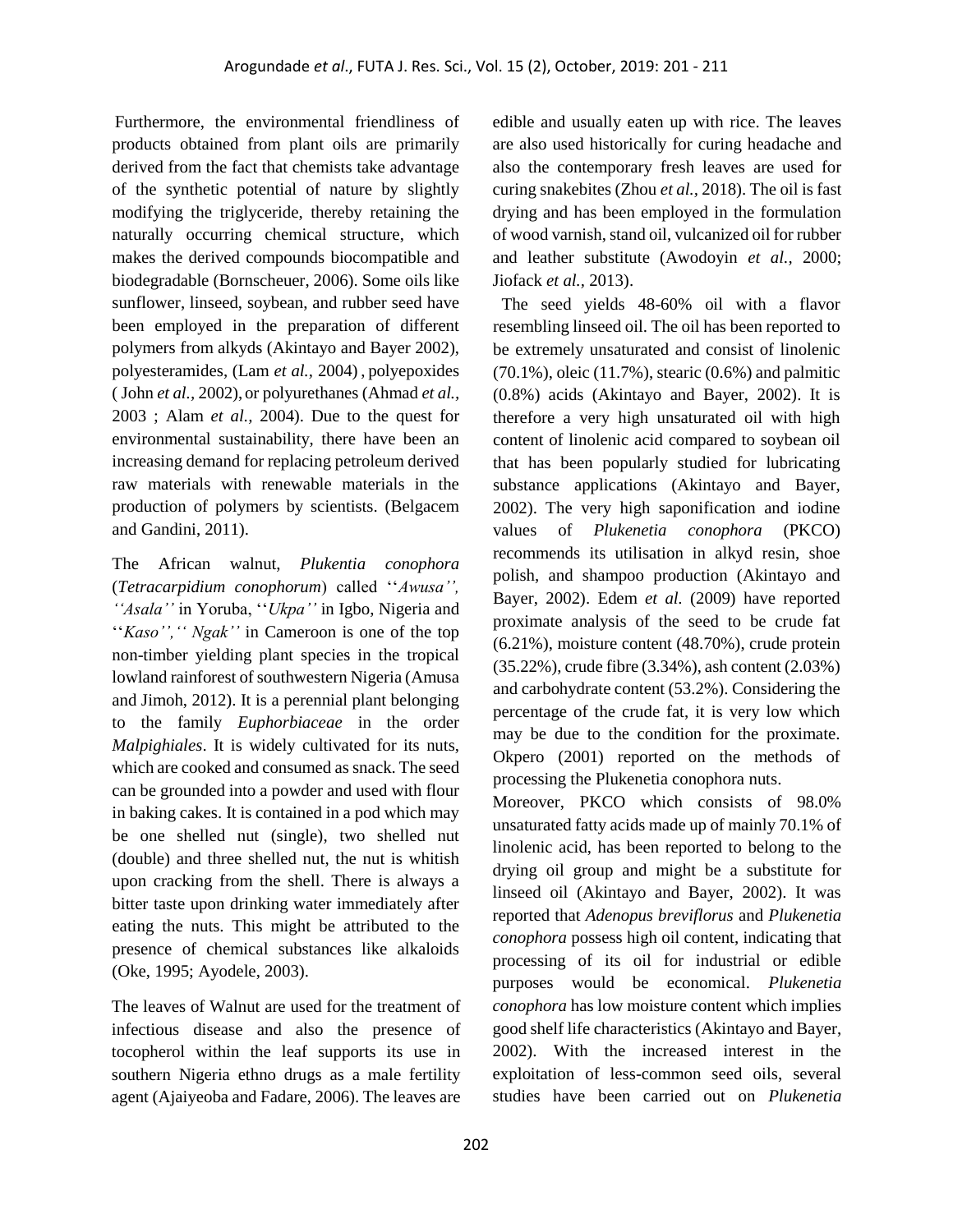Furthermore, the environmental friendliness of products obtained from plant oils are primarily derived from the fact that chemists take advantage of the synthetic potential of nature by slightly modifying the triglyceride, thereby retaining the naturally occurring chemical structure, which makes the derived compounds biocompatible and biodegradable (Bornscheuer, 2006). Some oils like sunflower, linseed, soybean, and rubber seed have been employed in the preparation of different polymers from alkyds (Akintayo and Bayer 2002), polyesteramides, (Lam *et al.,* 2004) , polyepoxides ( John *et al.,* 2002), or polyurethanes (Ahmad *et al.,* 2003 ; Alam *et al.,* 2004). Due to the quest for environmental sustainability, there have been an increasing demand for replacing petroleum derived raw materials with renewable materials in the production of polymers by scientists. (Belgacem and Gandini, 2011).

The African walnut, *Plukentia conophora* (*Tetracarpidium conophorum*) called ''*Awusa'', ''Asala''* in Yoruba, ''*Ukpa''* in Igbo, Nigeria and ''*Kaso'','' Ngak''* in Cameroon is one of the top non-timber yielding plant species in the tropical lowland rainforest of southwestern Nigeria (Amusa and Jimoh, 2012). It is a perennial plant belonging to the family *Euphorbiaceae* in the order *Malpighiales*. It is widely cultivated for its nuts, which are cooked and consumed as snack. The seed can be grounded into a powder and used with flour in baking cakes. It is contained in a pod which may be one shelled nut (single), two shelled nut (double) and three shelled nut, the nut is whitish upon cracking from the shell. There is always a bitter taste upon drinking water immediately after eating the nuts. This might be attributed to the presence of chemical substances like alkaloids (Oke, 1995; Ayodele, 2003).

The leaves of Walnut are used for the treatment of infectious disease and also the presence of tocopherol within the leaf supports its use in southern Nigeria ethno drugs as a male fertility agent (Ajaiyeoba and Fadare, 2006). The leaves are edible and usually eaten up with rice. The leaves are also used historically for curing headache and also the contemporary fresh leaves are used for curing snakebites (Zhou *et al.,* 2018). The oil is fast drying and has been employed in the formulation of wood varnish, stand oil, vulcanized oil for rubber and leather substitute (Awodoyin *et al.,* 2000; Jiofack *et al.,* 2013).

The seed yields 48-60% oil with a flavor resembling linseed oil. The oil has been reported to be extremely unsaturated and consist of linolenic (70.1%), oleic (11.7%), stearic (0.6%) and palmitic (0.8%) acids (Akintayo and Bayer, 2002). It is therefore a very high unsaturated oil with high content of linolenic acid compared to soybean oil that has been popularly studied for lubricating substance applications (Akintayo and Bayer, 2002). The very high saponification and iodine values of *Plukenetia conophora* (PKCO) recommends its utilisation in alkyd resin, shoe polish, and shampoo production (Akintayo and Bayer, 2002). Edem *et al.* (2009) have reported proximate analysis of the seed to be crude fat (6.21%), moisture content (48.70%), crude protein (35.22%), crude fibre (3.34%), ash content (2.03%) and carbohydrate content (53.2%). Considering the percentage of the crude fat, it is very low which may be due to the condition for the proximate. Okpero (2001) reported on the methods of processing the Plukenetia conophora nuts.

Moreover, PKCO which consists of 98.0% unsaturated fatty acids made up of mainly 70.1% of linolenic acid, has been reported to belong to the drying oil group and might be a substitute for linseed oil (Akintayo and Bayer, 2002). It was reported that *Adenopus breviflorus* and *Plukenetia conophora* possess high oil content, indicating that processing of its oil for industrial or edible purposes would be economical. *Plukenetia conophora* has low moisture content which implies good shelf life characteristics (Akintayo and Bayer, 2002). With the increased interest in the exploitation of less-common seed oils, several studies have been carried out on *Plukenetia*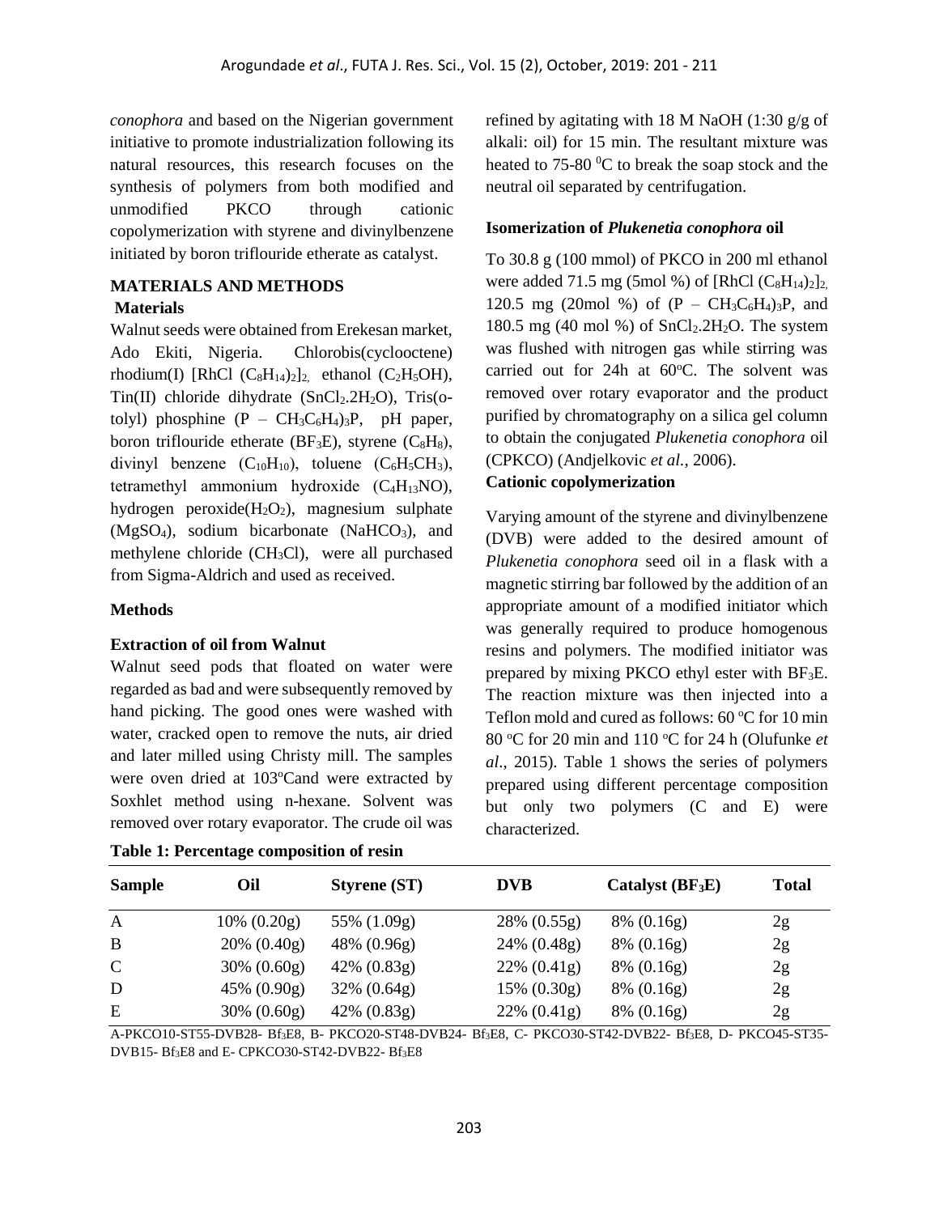*conophora* and based on the Nigerian government initiative to promote industrialization following its natural resources, this research focuses on the synthesis of polymers from both modified and unmodified PKCO through cationic copolymerization with styrene and divinylbenzene initiated by boron triflouride etherate as catalyst.

## MATERIALS AND METHODS

### Materials

Walnut seeds were obtained from Erekesan market, Ado Ekiti, Nigeria. Chlorobis(cyclooctene) rhodium(I) $[RhCl (C_8H_{14})_2]_2$, ethanol ($C_2H_5OH$), Tin(II) chloride dihydrate ($SnCl_2.2H_2O$), Tris(o-tolyl) phosphine ($P - CH_3C_6H_4)_3P$, pH paper, boron triflouride etherate ($BF_3E$), styrene ($C_8H_8$), divinyl benzene ($C_{10}H_{10}$), toluene ($C_6H_5CH_3$), tetramethyl ammonium hydroxide ($C_4H_{13}NO$), hydrogen peroxide($H_2O_2$), magnesium sulphate ($MgSO_4$), sodium bicarbonate ($NaHCO_3$), and methylene chloride ($CH_3Cl$), were all purchased from Sigma-Aldrich and used as received.

### Methods

#### Extraction of oil from Walnut

Walnut seed pods that floated on water were regarded as bad and were subsequently removed by hand picking. The good ones were washed with water, cracked open to remove the nuts, air dried and later milled using Christy mill. The samples were oven dried at 103$^o$Cand were extracted by Soxhlet method using n-hexane. Solvent was removed over rotary evaporator. The crude oil was refined by agitating with 18 M NaOH (1:30 g/g of alkali: oil) for 15 min. The resultant mixture was heated to 75-80 $^0$C to break the soap stock and the neutral oil separated by centrifugation.

#### Isomerization of *Plukenetia conophora* oil

To 30.8 g (100 mmol) of PKCO in 200 ml ethanol were added 71.5 mg (5mol %) of $[RhCl (C_8H_{14})_2]_2$, 120.5 mg (20mol %) of ($P - CH_3C_6H_4)_3P$, and 180.5 mg (40 mol %) of $SnCl_2.2H_2O$. The system was flushed with nitrogen gas while stirring was carried out for 24h at 60$^o$C. The solvent was removed over rotary evaporator and the product purified by chromatography on a silica gel column to obtain the conjugated *Plukenetia conophora* oil (CPKCO) (Andjelkovic *et al.*, 2006).

#### Cationic copolymerization

Varying amount of the styrene and divinylbenzene (DVB) were added to the desired amount of *Plukenetia conophora* seed oil in a flask with a magnetic stirring bar followed by the addition of an appropriate amount of a modified initiator which was generally required to produce homogenous resins and polymers. The modified initiator was prepared by mixing PKCO ethyl ester with $BF_3E$. The reaction mixture was then injected into a Teflon mold and cured as follows: 60 $^o$C for 10 min 80 $^o$C for 20 min and 110 $^o$C for 24 h (Olufunke *et al*., 2015). Table 1 shows the series of polymers prepared using different percentage composition but only two polymers (C and E) were characterized.

**Table 1: Percentage composition of resin**

| Sample | Oil | Styrene (ST) | DVB | Catalyst ($BF_3E$) | Total |
|---|---|---|---|---|---|
| A | 10% (0.20g) | 55% (1.09g) | 28% (0.55g) | 8% (0.16g) | 2g |
| B | 20% (0.40g) | 48% (0.96g) | 24% (0.48g) | 8% (0.16g) | 2g |
| C | 30% (0.60g) | 42% (0.83g) | 22% (0.41g) | 8% (0.16g) | 2g |
| D | 45% (0.90g) | 32% (0.64g) | 15% (0.30g) | 8% (0.16g) | 2g |
| E | 30% (0.60g) | 42% (0.83g) | 22% (0.41g) | 8% (0.16g) | 2g |

A-PKCO10-ST55-DVB28- $Bf_3E8$, B- PKCO20-ST48-DVB24- $Bf_3E8$, C- PKCO30-ST42-DVB22- $Bf_3E8$, D- PKCO45-ST35-DVB15- $Bf_3E8$ and E- CPKCO30-ST42-DVB22- $Bf_3E8$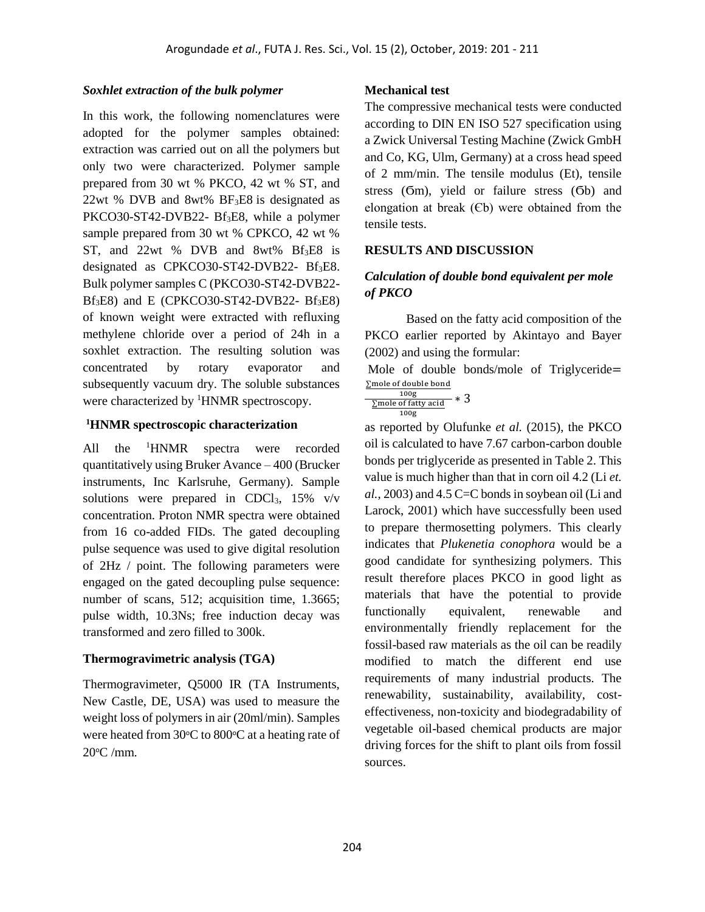### *Soxhlet extraction of the bulk polymer*

In this work, the following nomenclatures were adopted for the polymer samples obtained: extraction was carried out on all the polymers but only two were characterized. Polymer sample prepared from 30 wt % PKCO, 42 wt % ST, and 22wt % DVB and 8wt% $BF_3E8$ is designated as PKCO30-ST42-DVB22- $Bf_3E8$, while a polymer sample prepared from 30 wt % CPKCO, 42 wt % ST, and 22wt % DVB and 8wt% $Bf_3E8$ is designated as CPKCO30-ST42-DVB22- $Bf_3E8$. Bulk polymer samples C (PKCO30-ST42-DVB22-$Bf_3E8$) and E (CPKCO30-ST42-DVB22- $Bf_3E8$) of known weight were extracted with refluxing methylene chloride over a period of 24h in a soxhlet extraction. The resulting solution was concentrated by rotary evaporator and subsequently vacuum dry. The soluble substances were characterized by [1]HNMR spectroscopy.

### [1]HNMR spectroscopic characterization

All the [1]HNMR spectra were recorded quantitatively using Bruker Avance – 400 (Brucker instruments, Inc Karlsruhe, Germany). Sample solutions were prepared in $CDCl_3$, 15% v/v concentration. Proton NMR spectra were obtained from 16 co-added FIDs. The gated decoupling pulse sequence was used to give digital resolution of 2Hz / point. The following parameters were engaged on the gated decoupling pulse sequence: number of scans, 512; acquisition time, 1.3665; pulse width, 10.3Ns; free induction decay was transformed and zero filled to 300k.

### Thermogravimetric analysis (TGA)

Thermogravimeter, Q5000 IR (TA Instruments, New Castle, DE, USA) was used to measure the weight loss of polymers in air (20ml/min). Samples were heated from 30°C to 800°C at a heating rate of 20°C /mm.

### Mechanical test

The compressive mechanical tests were conducted according to DIN EN ISO 527 specification using a Zwick Universal Testing Machine (Zwick GmbH and Co, KG, Ulm, Germany) at a cross head speed of 2 mm/min. The tensile modulus (Et), tensile stress (Ϭm), yield or failure stress (Ϭb) and elongation at break (Єb) were obtained from the tensile tests.

## RESULTS AND DISCUSSION

### *Calculation of double bond equivalent per mole of PKCO*

Based on the fatty acid composition of the PKCO earlier reported by Akintayo and Bayer (2002) and using the formular:

Mole of double bonds/mole of Triglyceride=

$$\frac{\frac{\sum \text{mole of double bond}}{100\text{g}}}{\frac{\sum \text{mole of fatty acid}}{100\text{g}}} * 3$$

as reported by Olufunke *et al.* (2015), the PKCO oil is calculated to have 7.67 carbon-carbon double bonds per triglyceride as presented in Table 2. This value is much higher than that in corn oil 4.2 (Li *et. al.*, 2003) and 4.5 C=C bonds in soybean oil (Li and Larock, 2001) which have successfully been used to prepare thermosetting polymers. This clearly indicates that *Plukenetia conophora* would be a good candidate for synthesizing polymers. This result therefore places PKCO in good light as materials that have the potential to provide functionally equivalent, renewable and environmentally friendly replacement for the fossil-based raw materials as the oil can be readily modified to match the different end use requirements of many industrial products. The renewability, sustainability, availability, cost-effectiveness, non-toxicity and biodegradability of vegetable oil-based chemical products are major driving forces for the shift to plant oils from fossil sources.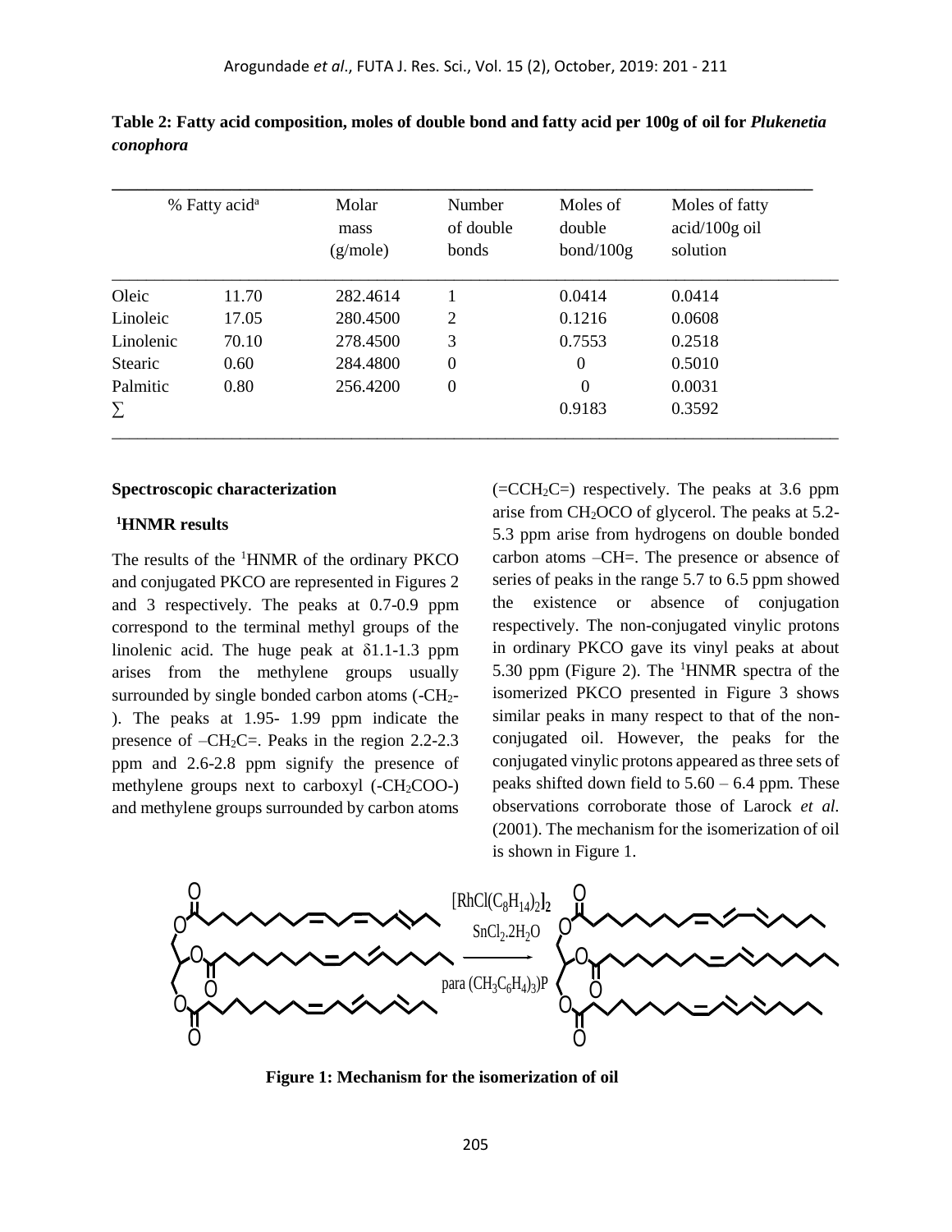**Table 2: Fatty acid composition, moles of double bond and fatty acid per 100g of oil for *Plukenetia conophora***

| % Fatty acid[a] | | Molar mass (g/mole) | Number of double bonds | Moles of double bond/100g | Moles of fatty acid/100g oil solution |
|---|---|---|---|---|---|
| Oleic | 11.70 | 282.4614 | 1 | 0.0414 | 0.0414 |
| Linoleic | 17.05 | 280.4500 | 2 | 0.1216 | 0.0608 |
| Linolenic | 70.10 | 278.4500 | 3 | 0.7553 | 0.2518 |
| Stearic | 0.60 | 284.4800 | 0 | 0 | 0.5010 |
| Palmitic | 0.80 | 256.4200 | 0 | 0 | 0.0031 |
| ∑ | | | | 0.9183 | 0.3592 |

**Spectroscopic characterization**

**[1]HNMR results**

The results of the [1]HNMR of the ordinary PKCO and conjugated PKCO are represented in Figures 2 and 3 respectively. The peaks at 0.7-0.9 ppm correspond to the terminal methyl groups of the linolenic acid. The huge peak at δ1.1-1.3 ppm arises from the methylene groups usually surrounded by single bonded carbon atoms ($-CH_2-$). The peaks at 1.95- 1.99 ppm indicate the presence of $–CH_2C=$. Peaks in the region 2.2-2.3 ppm and 2.6-2.8 ppm signify the presence of methylene groups next to carboxyl ($-CH_2COO-$) and methylene groups surrounded by carbon atoms ($=CCH_2C=$) respectively. The peaks at 3.6 ppm arise from $CH_2OCO$ of glycerol. The peaks at 5.2-5.3 ppm arise from hydrogens on double bonded carbon atoms –CH=. The presence or absence of series of peaks in the range 5.7 to 6.5 ppm showed the existence or absence of conjugation respectively. The non-conjugated vinylic protons in ordinary PKCO gave its vinyl peaks at about 5.30 ppm (Figure 2). The [1]HNMR spectra of the isomerized PKCO presented in Figure 3 shows similar peaks in many respect to that of the non-conjugated oil. However, the peaks for the conjugated vinylic protons appeared as three sets of peaks shifted down field to 5.60 – 6.4 ppm. These observations corroborate those of Larock *et al.* (2001). The mechanism for the isomerization of oil is shown in Figure 1.

$[RhCl(C_8H_{14})_2]_2$, $SnCl_2.2H_2O$, para $(CH_3C_6H_4)_3P$

**Figure 1: Mechanism for the isomerization of oil**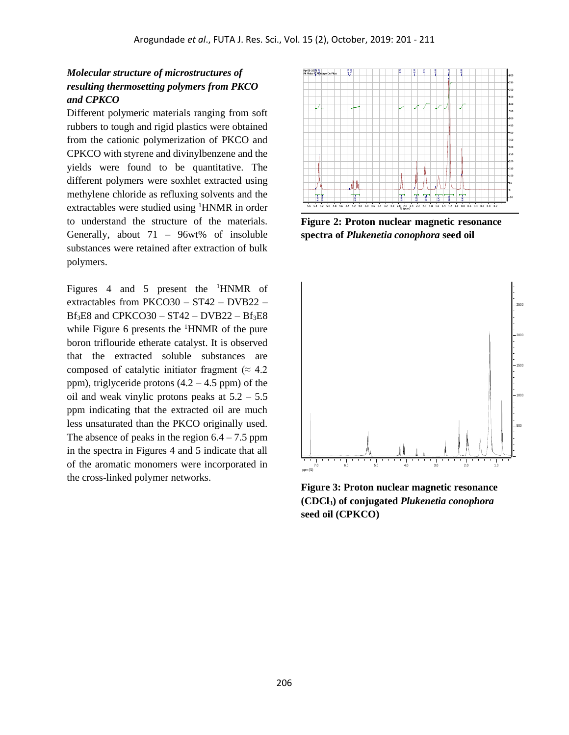### *Molecular structure of microstructures of resulting thermosetting polymers from PKCO and CPKCO*

Different polymeric materials ranging from soft rubbers to tough and rigid plastics were obtained from the cationic polymerization of PKCO and CPKCO with styrene and divinylbenzene and the yields were found to be quantitative. The different polymers were soxhlet extracted using methylene chloride as refluxing solvents and the extractables were studied using [1]HNMR in order to understand the structure of the materials. Generally, about 71 – 96wt% of insoluble substances were retained after extraction of bulk polymers.

Figures 4 and 5 present the [1]HNMR of extractables from PKCO30 – ST42 – DVB22 – $Bf_3E8$ and CPKCO30 – ST42 – DVB22 – $Bf_3E8$ while Figure 6 presents the [1]HNMR of the pure boron triflouride etherate catalyst. It is observed that the extracted soluble substances are composed of catalytic initiator fragment (≈ 4.2 ppm), triglyceride protons (4.2 – 4.5 ppm) of the oil and weak vinylic protons peaks at 5.2 – 5.5 ppm indicating that the extracted oil are much less unsaturated than the PKCO originally used. The absence of peaks in the region 6.4 – 7.5 ppm in the spectra in Figures 4 and 5 indicate that all of the aromatic monomers were incorporated in the cross-linked polymer networks.

**Figure 2: Proton nuclear magnetic resonance spectra of *Plukenetia conophora* seed oil**

**Figure 3: Proton nuclear magnetic resonance ($CDCl_3$) of conjugated *Plukenetia conophora* seed oil (CPKCO)**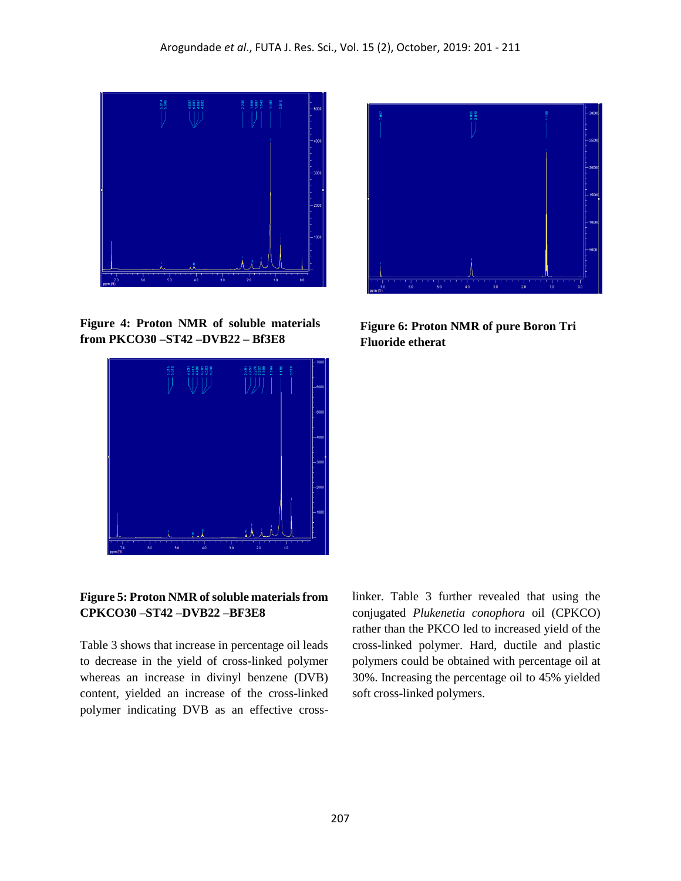**Figure 4: Proton NMR of soluble materials from PKCO30 –ST42 –DVB22 – Bf3E8**

**Figure 6: Proton NMR of pure Boron Tri Fluoride etherat**

**Figure 5: Proton NMR of soluble materials from CPKCO30 –ST42 –DVB22 –BF3E8**

Table 3 shows that increase in percentage oil leads to decrease in the yield of cross-linked polymer whereas an increase in divinyl benzene (DVB) content, yielded an increase of the cross-linked polymer indicating DVB as an effective cross-linker. Table 3 further revealed that using the conjugated *Plukenetia conophora* oil (CPKCO) rather than the PKCO led to increased yield of the cross-linked polymer. Hard, ductile and plastic polymers could be obtained with percentage oil at 30%. Increasing the percentage oil to 45% yielded soft cross-linked polymers.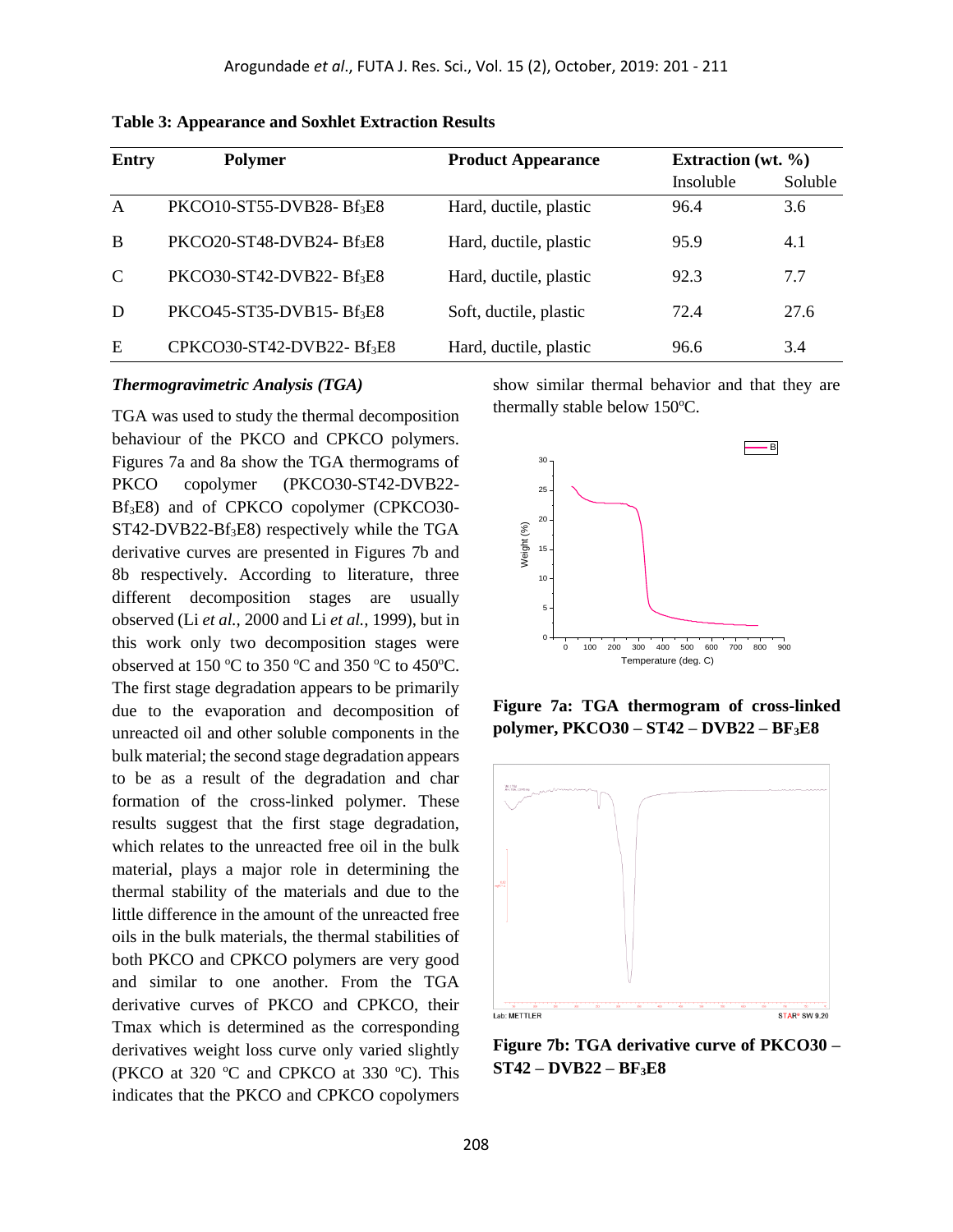**Table 3: Appearance and Soxhlet Extraction Results**

| Entry | Polymer | Product Appearance | Extraction (wt. %) | |
|---|---|---|---|---|
| | | | Insoluble | Soluble |
| A | PKCO10-ST55-DVB28- $Bf_3E8$ | Hard, ductile, plastic | 96.4 | 3.6 |
| B | PKCO20-ST48-DVB24- $Bf_3E8$ | Hard, ductile, plastic | 95.9 | 4.1 |
| C | PKCO30-ST42-DVB22- $Bf_3E8$ | Hard, ductile, plastic | 92.3 | 7.7 |
| D | PKCO45-ST35-DVB15- $Bf_3E8$ | Soft, ductile, plastic | 72.4 | 27.6 |
| E | CPKCO30-ST42-DVB22- $Bf_3E8$ | Hard, ductile, plastic | 96.6 | 3.4 |

***Thermogravimetric Analysis (TGA)***

TGA was used to study the thermal decomposition behaviour of the PKCO and CPKCO polymers. Figures 7a and 8a show the TGA thermograms of PKCO copolymer (PKCO30-ST42-DVB22-$Bf_3E8$) and of CPKCO copolymer (CPKCO30-ST42-DVB22-$Bf_3E8$) respectively while the TGA derivative curves are presented in Figures 7b and 8b respectively. According to literature, three different decomposition stages are usually observed (Li *et al.,* 2000 and Li *et al.,* 1999), but in this work only two decomposition stages were observed at 150 ºC to 350 ºC and 350 ºC to 450ºC. The first stage degradation appears to be primarily due to the evaporation and decomposition of unreacted oil and other soluble components in the bulk material; the second stage degradation appears to be as a result of the degradation and char formation of the cross-linked polymer. These results suggest that the first stage degradation, which relates to the unreacted free oil in the bulk material, plays a major role in determining the thermal stability of the materials and due to the little difference in the amount of the unreacted free oils in the bulk materials, the thermal stabilities of both PKCO and CPKCO polymers are very good and similar to one another. From the TGA derivative curves of PKCO and CPKCO, their Tmax which is determined as the corresponding derivatives weight loss curve only varied slightly (PKCO at 320 ºC and CPKCO at 330 ºC). This indicates that the PKCO and CPKCO copolymers show similar thermal behavior and that they are thermally stable below 150ºC.

**Figure 7a: TGA thermogram of cross-linked polymer, PKCO30 – ST42 – DVB22 – $BF_3E8$**

**Figure 7b: TGA derivative curve of PKCO30 – ST42 – DVB22 – $BF_3E8$**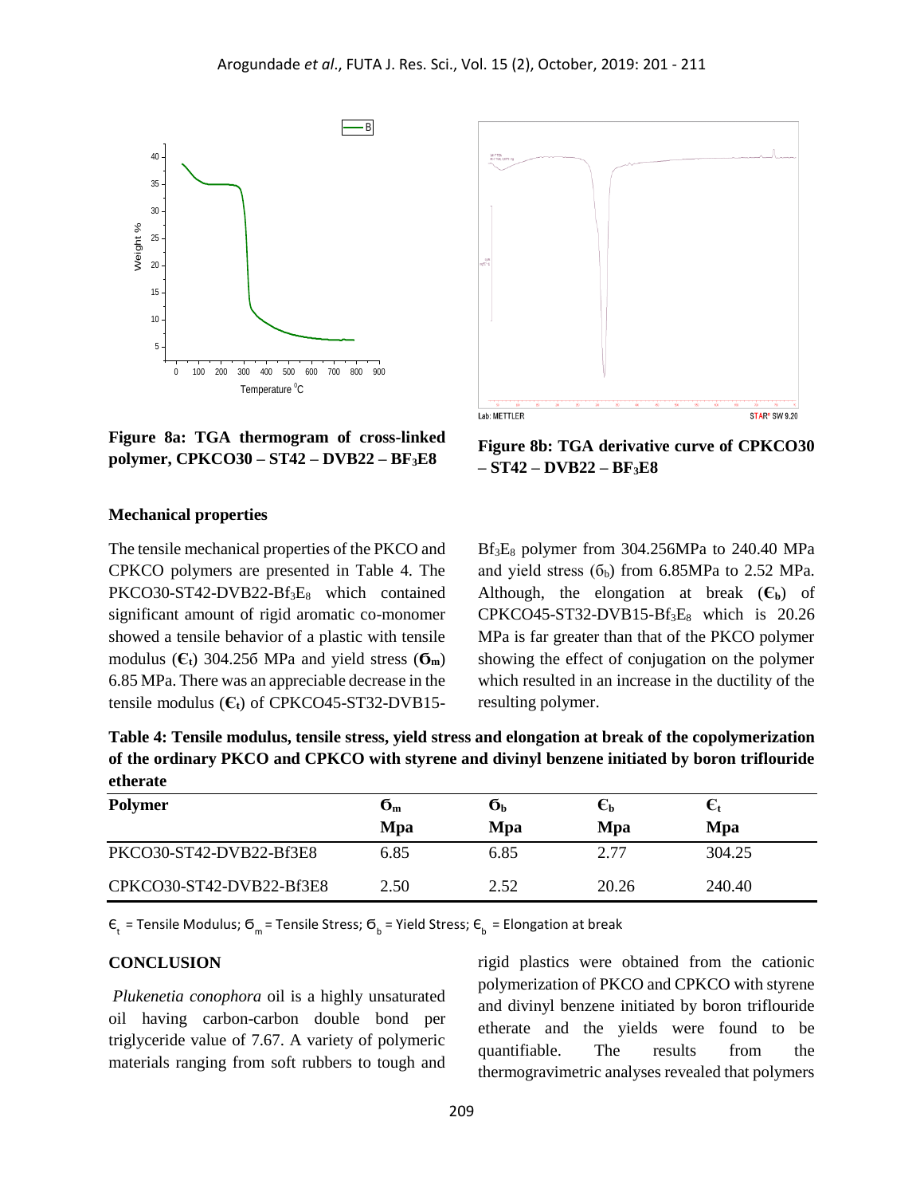**Figure 8a: TGA thermogram of cross-linked polymer, CPKCO30 – ST42 – DVB22 – $BF_3$E8**

**Figure 8b: TGA derivative curve of CPKCO30 – ST42 – DVB22 – $BF_3$E8**

**Mechanical properties**

The tensile mechanical properties of the PKCO and CPKCO polymers are presented in Table 4. The PKCO30-ST42-DVB22-$Bf_3E_8$ which contained significant amount of rigid aromatic co-monomer showed a tensile behavior of a plastic with tensile modulus (**$\epsilon_t$**) 304.256 MPa and yield stress (**$\sigma_m$**) 6.85 MPa. There was an appreciable decrease in the tensile modulus (**$\epsilon_t$**) of CPKCO45-ST32-DVB15-$Bf_3E_8$ polymer from 304.256MPa to 240.40 MPa and yield stress ($\sigma_b$) from 6.85MPa to 2.52 MPa. Although, the elongation at break (**$\epsilon_b$**) of CPKCO45-ST32-DVB15-$Bf_3E_8$ which is 20.26 MPa is far greater than that of the PKCO polymer showing the effect of conjugation on the polymer which resulted in an increase in the ductility of the resulting polymer.

**Table 4: Tensile modulus, tensile stress, yield stress and elongation at break of the copolymerization of the ordinary PKCO and CPKCO with styrene and divinyl benzene initiated by boron triflouride etherate**

| **Polymer** | **$\sigma_m$ Mpa** | **$\sigma_b$ Mpa** | **$\epsilon_b$ Mpa** | **$\epsilon_t$ Mpa** |
|---|---|---|---|---|
| PKCO30-ST42-DVB22-Bf3E8 | 6.85 | 6.85 | 2.77 | 304.25 |
| CPKCO30-ST42-DVB22-Bf3E8 | 2.50 | 2.52 | 20.26 | 240.40 |

$\epsilon_t$ = Tensile Modulus; $\sigma_m$ = Tensile Stress; $\sigma_b$ = Yield Stress; $\epsilon_b$ = Elongation at break

**CONCLUSION**

*Plukenetia conophora* oil is a highly unsaturated oil having carbon-carbon double bond per triglyceride value of 7.67. A variety of polymeric materials ranging from soft rubbers to tough and rigid plastics were obtained from the cationic polymerization of PKCO and CPKCO with styrene and divinyl benzene initiated by boron triflouride etherate and the yields were found to be quantifiable. The results from the thermogravimetric analyses revealed that polymers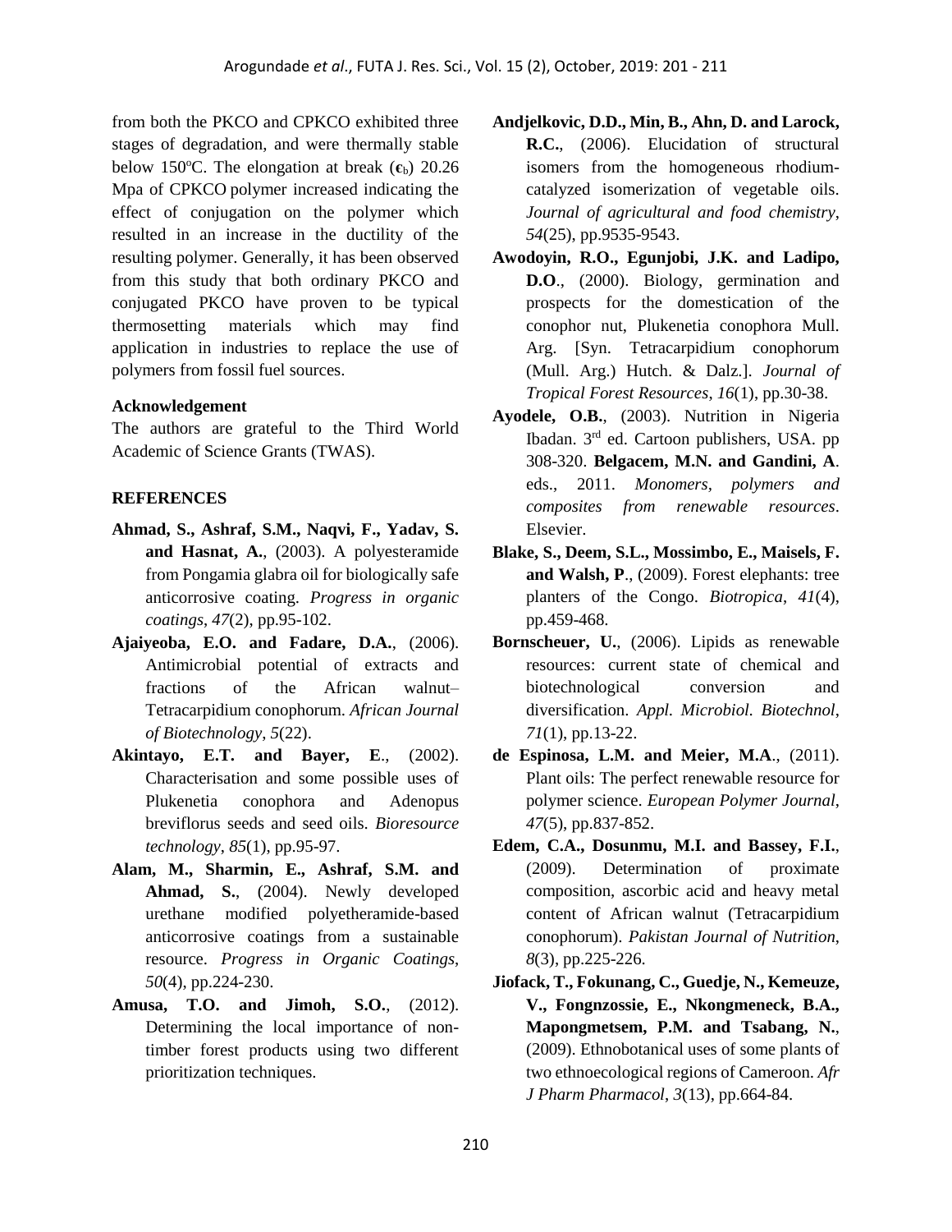from both the PKCO and CPKCO exhibited three stages of degradation, and were thermally stable below 150°C. The elongation at break ($\epsilon_b$) 20.26 Mpa of CPKCO polymer increased indicating the effect of conjugation on the polymer which resulted in an increase in the ductility of the resulting polymer. Generally, it has been observed from this study that both ordinary PKCO and conjugated PKCO have proven to be typical thermosetting materials which may find application in industries to replace the use of polymers from fossil fuel sources.

**Acknowledgement**

The authors are grateful to the Third World Academic of Science Grants (TWAS).

**REFERENCES**

**Ahmad, S., Ashraf, S.M., Naqvi, F., Yadav, S. and Hasnat, A.**, (2003). A polyesteramide from Pongamia glabra oil for biologically safe anticorrosive coating. *Progress in organic coatings*, *47*(2), pp.95-102.

**Ajaiyeoba, E.O. and Fadare, D.A.**, (2006). Antimicrobial potential of extracts and fractions of the African walnut–Tetracarpidium conophorum. *African Journal of Biotechnology*, *5*(22).

**Akintayo, E.T. and Bayer, E**., (2002). Characterisation and some possible uses of Plukenetia conophora and Adenopus breviflorus seeds and seed oils. *Bioresource technology*, *85*(1), pp.95-97.

**Alam, M., Sharmin, E., Ashraf, S.M. and Ahmad, S.**, (2004). Newly developed urethane modified polyetheramide-based anticorrosive coatings from a sustainable resource. *Progress in Organic Coatings*, *50*(4), pp.224-230.

**Amusa, T.O. and Jimoh, S.O.**, (2012). Determining the local importance of non-timber forest products using two different prioritization techniques.

**Andjelkovic, D.D., Min, B., Ahn, D. and Larock, R.C.**, (2006). Elucidation of structural isomers from the homogeneous rhodium-catalyzed isomerization of vegetable oils. *Journal of agricultural and food chemistry*, *54*(25), pp.9535-9543.

**Awodoyin, R.O., Egunjobi, J.K. and Ladipo, D.O**., (2000). Biology, germination and prospects for the domestication of the conophor nut, Plukenetia conophora Mull. Arg. [Syn. Tetracarpidium conophorum (Mull. Arg.) Hutch. & Dalz.]. *Journal of Tropical Forest Resources*, *16*(1), pp.30-38.

**Ayodele, O.B.**, (2003). Nutrition in Nigeria Ibadan. 3rd ed. Cartoon publishers, USA. pp 308-320. **Belgacem, M.N. and Gandini, A**. eds., 2011. *Monomers, polymers and composites from renewable resources*. Elsevier.

**Blake, S., Deem, S.L., Mossimbo, E., Maisels, F. and Walsh, P**., (2009). Forest elephants: tree planters of the Congo. *Biotropica*, *41*(4), pp.459-468.

**Bornscheuer, U.**, (2006). Lipids as renewable resources: current state of chemical and biotechnological conversion and diversification. *Appl. Microbiol. Biotechnol*, *71*(1), pp.13-22.

**de Espinosa, L.M. and Meier, M.A**., (2011). Plant oils: The perfect renewable resource for polymer science. *European Polymer Journal*, *47*(5), pp.837-852.

**Edem, C.A., Dosunmu, M.I. and Bassey, F.I.**, (2009). Determination of proximate composition, ascorbic acid and heavy metal content of African walnut (Tetracarpidium conophorum). *Pakistan Journal of Nutrition*, *8*(3), pp.225-226.

**Jiofack, T., Fokunang, C., Guedje, N., Kemeuze, V., Fongnzossie, E., Nkongmeneck, B.A., Mapongmetsem, P.M. and Tsabang, N.**, (2009). Ethnobotanical uses of some plants of two ethnoecological regions of Cameroon. *Afr J Pharm Pharmacol*, *3*(13), pp.664-84.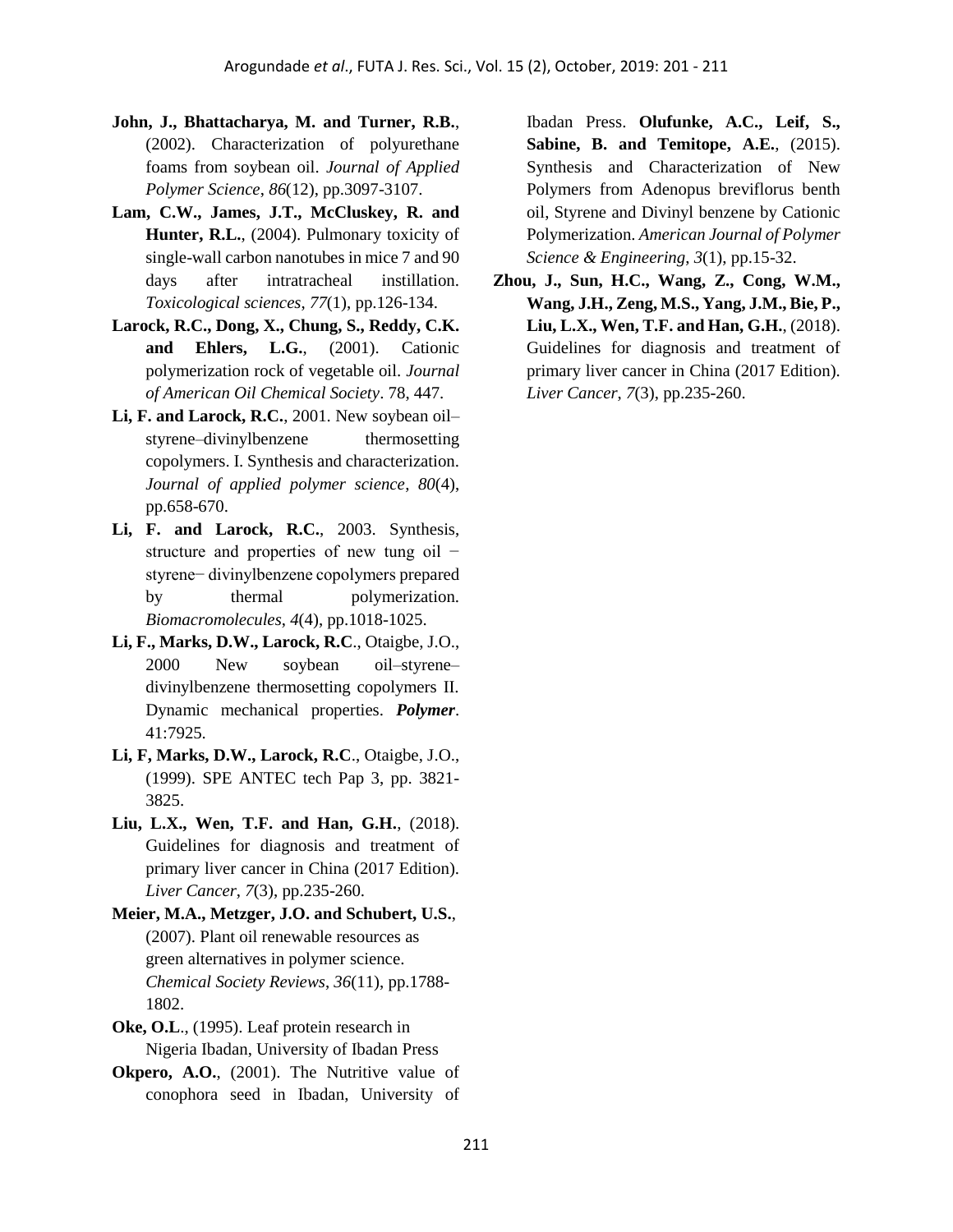**John, J., Bhattacharya, M. and Turner, R.B.**, (2002). Characterization of polyurethane foams from soybean oil. *Journal of Applied Polymer Science*, *86*(12), pp.3097-3107.

**Lam, C.W., James, J.T., McCluskey, R. and Hunter, R.L.**, (2004). Pulmonary toxicity of single-wall carbon nanotubes in mice 7 and 90 days after intratracheal instillation. *Toxicological sciences*, *77*(1), pp.126-134.

**Larock, R.C., Dong, X., Chung, S., Reddy, C.K. and Ehlers, L.G.**, (2001). Cationic polymerization rock of vegetable oil. *Journal of American Oil Chemical Society*. 78, 447.

**Li, F. and Larock, R.C.**, 2001. New soybean oil–styrene–divinylbenzene thermosetting copolymers. I. Synthesis and characterization. *Journal of applied polymer science*, *80*(4), pp.658-670.

**Li, F. and Larock, R.C.**, 2003. Synthesis, structure and properties of new tung oil − styrene− divinylbenzene copolymers prepared by thermal polymerization. *Biomacromolecules*, *4*(4), pp.1018-1025.

**Li, F., Marks, D.W., Larock, R.C**., Otaigbe, J.O., 2000 New soybean oil–styrene–divinylbenzene thermosetting copolymers II. Dynamic mechanical properties. ***Polymer***. 41:7925.

**Li, F, Marks, D.W., Larock, R.C**., Otaigbe, J.O., (1999). SPE ANTEC tech Pap 3, pp. 3821-3825.

**Liu, L.X., Wen, T.F. and Han, G.H.**, (2018). Guidelines for diagnosis and treatment of primary liver cancer in China (2017 Edition). *Liver Cancer*, *7*(3), pp.235-260.

**Meier, M.A., Metzger, J.O. and Schubert, U.S.**, (2007). Plant oil renewable resources as green alternatives in polymer science. *Chemical Society Reviews*, *36*(11), pp.1788-1802.

**Oke, O.L**., (1995). Leaf protein research in Nigeria Ibadan, University of Ibadan Press

**Okpero, A.O.**, (2001). The Nutritive value of conophora seed in Ibadan, University of Ibadan Press. **Olufunke, A.C., Leif, S., Sabine, B. and Temitope, A.E.**, (2015). Synthesis and Characterization of New Polymers from Adenopus breviflorus benth oil, Styrene and Divinyl benzene by Cationic Polymerization. *American Journal of Polymer Science & Engineering*, *3*(1), pp.15-32.

**Zhou, J., Sun, H.C., Wang, Z., Cong, W.M., Wang, J.H., Zeng, M.S., Yang, J.M., Bie, P., Liu, L.X., Wen, T.F. and Han, G.H.**, (2018). Guidelines for diagnosis and treatment of primary liver cancer in China (2017 Edition). *Liver Cancer*, *7*(3), pp.235-260.